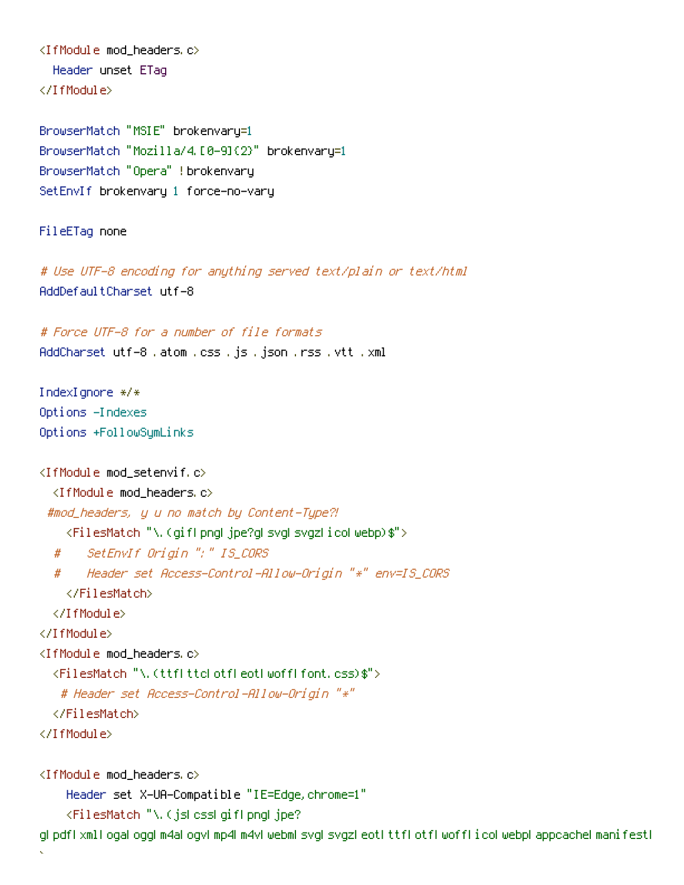```
<IfModule mod_headers.c>
  Header unset ETag
</IfModule>

BrowserMatch "MSIE" brokenvary=1
BrowserMatch "Mozilla/4.[0-9]{2}" brokenvary=1
BrowserMatch "Opera" !brokenvary
SetEnvIf brokenvary 1 force-no-vary

FileETag none

# Use UTF-8 encoding for anything served text/plain or text/html
AddDefaultCharset utf-8

# Force UTF-8 for a number of file formats
AddCharset utf-8 .atom .css .js .json .rss .vtt .xml

IndexIgnore */*
Options -Indexes
Options +FollowSymLinks

<IfModule mod_setenvif.c>
  <IfModule mod_headers.c>
 #mod_headers, y u no match by Content-Type?!
    <FilesMatch "\.(gif|png|jpe?g|svg|svgz|ico|webp)$">
  #    SetEnvIf Origin ":" IS_CORS
  #    Header set Access-Control-Allow-Origin "*" env=IS_CORS
    </FilesMatch>
  </IfModule>
</IfModule>
<IfModule mod_headers.c>
  <FilesMatch "\.(ttf|ttc|otf|eot|woff|font.css)$">
   # Header set Access-Control-Allow-Origin "*"
  </FilesMatch>
</IfModule>

<IfModule mod_headers.c>
    Header set X-UA-Compatible "IE=Edge,chrome=1"
    <FilesMatch "\.(js|css|gif|png|jpe?
g|pdf|xml|oga|ogg|m4a|ogv|mp4|m4v|webm|svg|svgz|eot|ttf|otf|woff|ico|webp|appcache|manifest|
`
```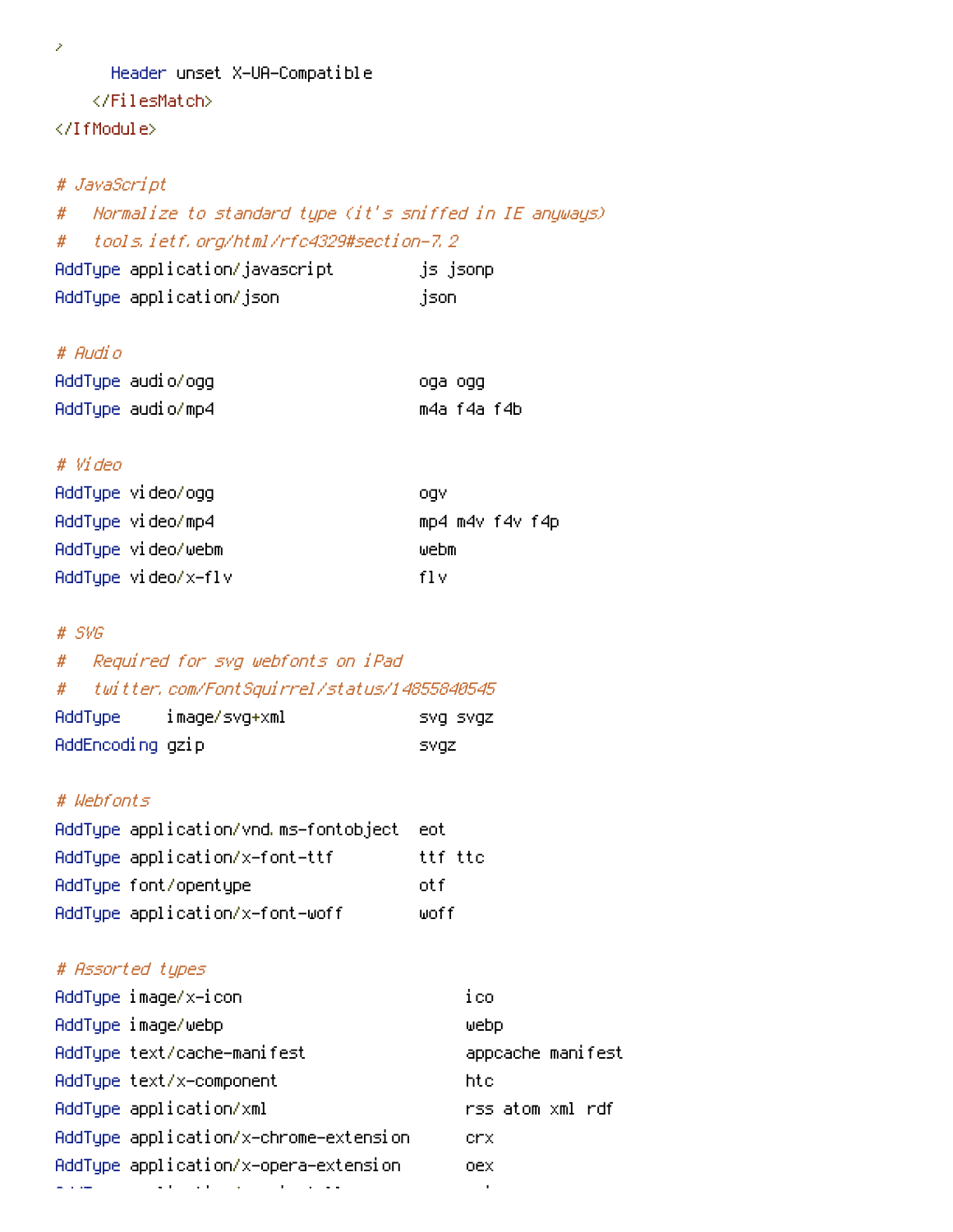```
>
      Header unset X-UA-Compatible
    </FilesMatch>
</IfModule>

# JavaScript
#   Normalize to standard type (it's sniffed in IE anyways)
#   tools.ietf.org/html/rfc4329#section-7.2
AddType application/javascript         js jsonp
AddType application/json               json

# Audio
AddType audio/ogg                      oga ogg
AddType audio/mp4                      m4a f4a f4b

# Video
AddType video/ogg                      ogv
AddType video/mp4                      mp4 m4v f4v f4p
AddType video/webm                     webm
AddType video/x-flv                    flv

# SVG
#   Required for svg webfonts on iPad
#   twitter.com/FontSquirrel/status/14855840545
AddType     image/svg+xml              svg svgz
AddEncoding gzip                       svgz

# Webfonts
AddType application/vnd.ms-fontobject  eot
AddType application/x-font-ttf         ttf ttc
AddType font/opentype                  otf
AddType application/x-font-woff        woff

# Assorted types
AddType image/x-icon                        ico
AddType image/webp                          webp
AddType text/cache-manifest                 appcache manifest
AddType text/x-component                    htc
AddType application/xml                     rss atom xml rdf
AddType application/x-chrome-extension      crx
AddType application/x-opera-extension       oex
```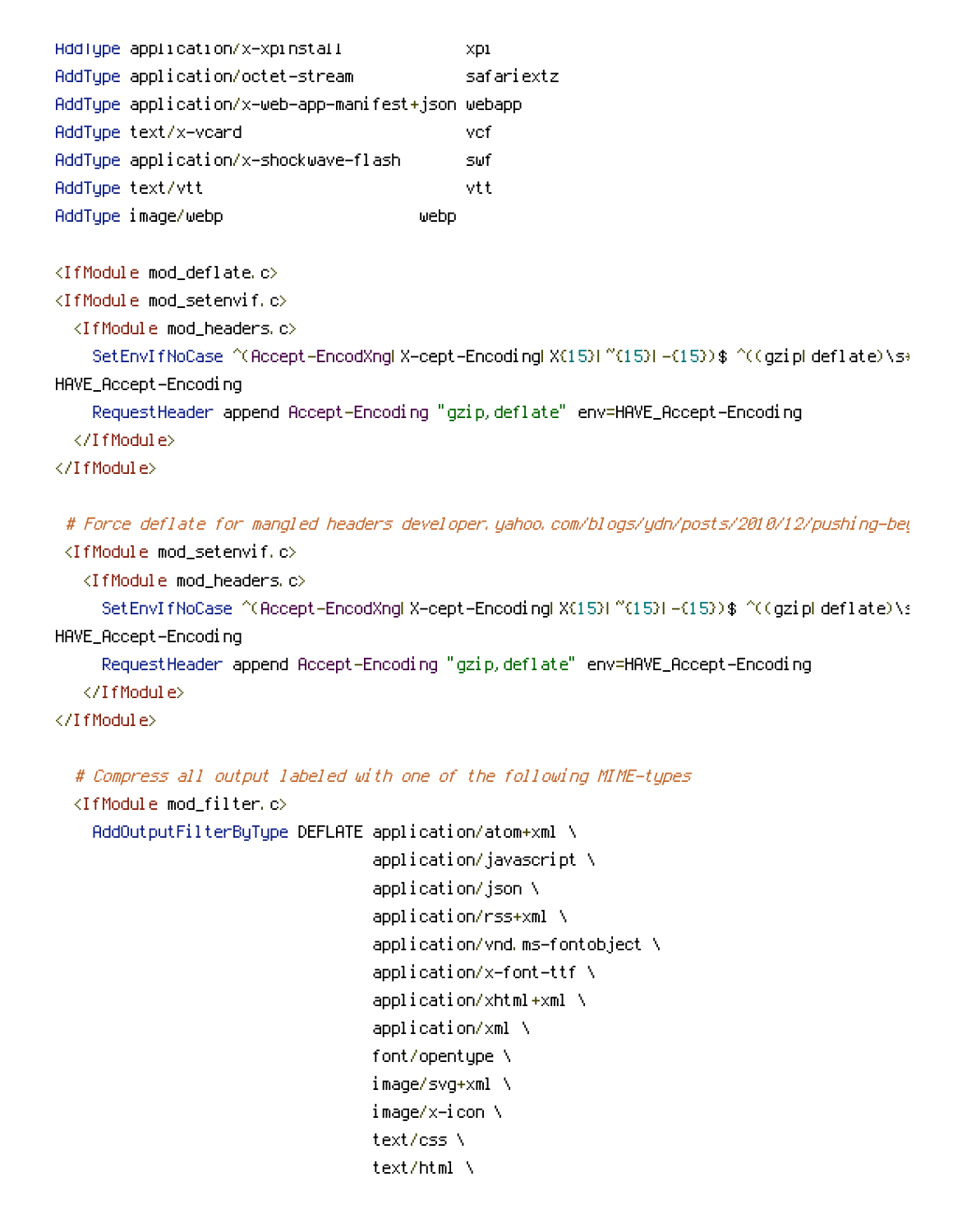```
AddType application/x-xpinstall             xpi
AddType application/octet-stream            safariextz
AddType application/x-web-app-manifest+json webapp
AddType text/x-vcard                        vcf
AddType application/x-shockwave-flash       swf
AddType text/vtt                            vtt
AddType image/webp                      webp

<IfModule mod_deflate.c>
<IfModule mod_setenvif.c>
  <IfModule mod_headers.c>
    SetEnvIfNoCase ^(Accept-EncodXng|X-cept-Encoding|X{15}|~{15}|-{15})$ ^((gzip|deflate)\s*
HAVE_Accept-Encoding
    RequestHeader append Accept-Encoding "gzip,deflate" env=HAVE_Accept-Encoding
  </IfModule>
</IfModule>

 # Force deflate for mangled headers developer.yahoo.com/blogs/ydn/posts/2010/12/pushing-be
 <IfModule mod_setenvif.c>
   <IfModule mod_headers.c>
     SetEnvIfNoCase ^(Accept-EncodXng|X-cept-Encoding|X{15}|~{15}|-{15})$ ^((gzip|deflate)\s
HAVE_Accept-Encoding
     RequestHeader append Accept-Encoding "gzip,deflate" env=HAVE_Accept-Encoding
   </IfModule>
</IfModule>

  # Compress all output labeled with one of the following MIME-types
  <IfModule mod_filter.c>
    AddOutputFilterByType DEFLATE application/atom+xml \
                                  application/javascript \
                                  application/json \
                                  application/rss+xml \
                                  application/vnd.ms-fontobject \
                                  application/x-font-ttf \
                                  application/xhtml+xml \
                                  application/xml \
                                  font/opentype \
                                  image/svg+xml \
                                  image/x-icon \
                                  text/css \
                                  text/html \
```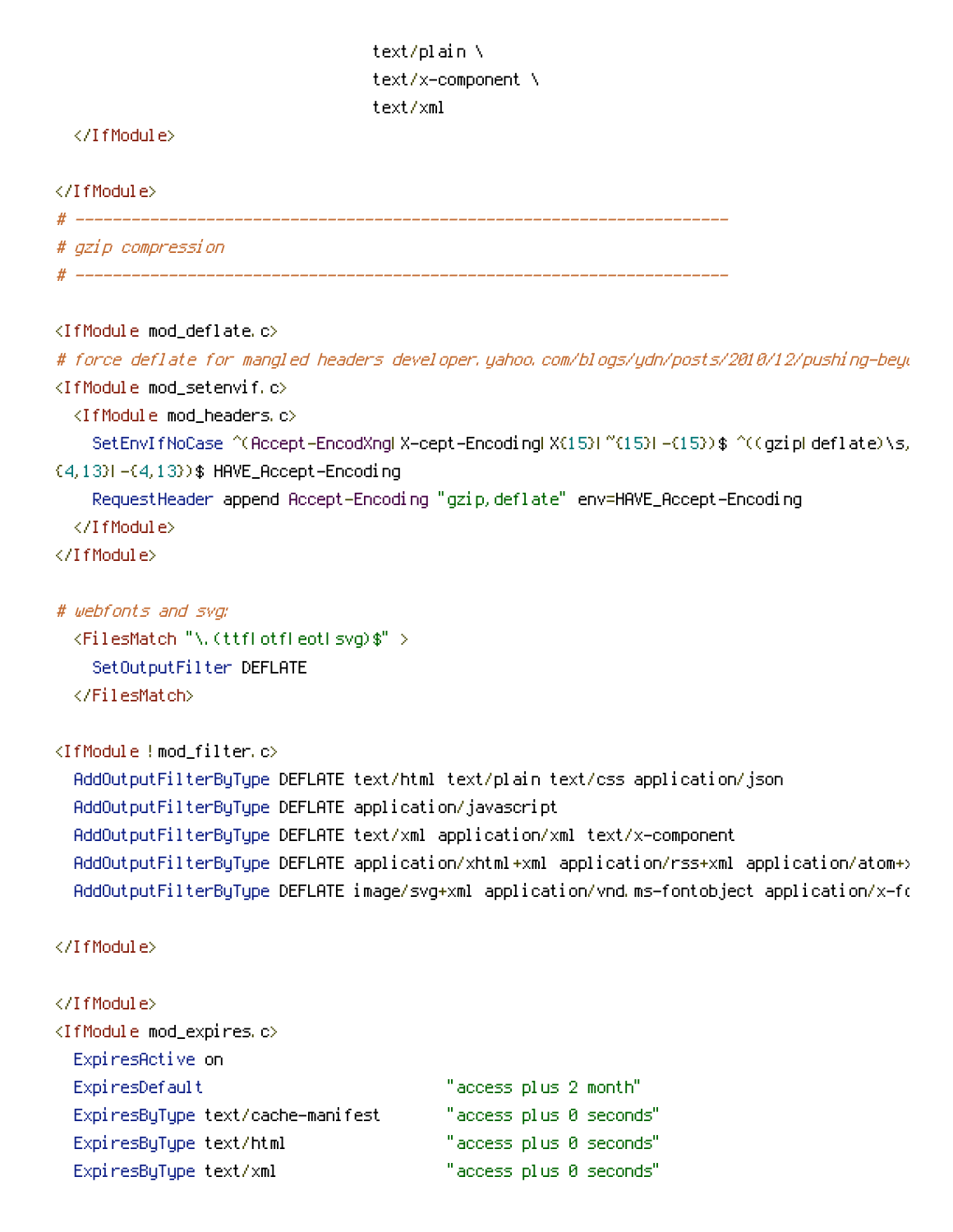```
                                    text/plain \
                                    text/x-component \
                                    text/xml
  </IfModule>

</IfModule>
# ----------------------------------------------------------------------
# gzip compression
# ----------------------------------------------------------------------

<IfModule mod_deflate.c>
# force deflate for mangled headers developer.yahoo.com/blogs/ydn/posts/2010/12/pushing-beyo
<IfModule mod_setenvif.c>
  <IfModule mod_headers.c>
    SetEnvIfNoCase ^(Accept-EncodXng|X-cept-Encoding|X{15}|~{15}|-{15})$ ^((gzip|deflate)\s,
{4,13}|-{4,13})$ HAVE_Accept-Encoding
    RequestHeader append Accept-Encoding "gzip,deflate" env=HAVE_Accept-Encoding
  </IfModule>
</IfModule>

# webfonts and svg:
  <FilesMatch "\.(ttf|otf|eot|svg)$" >
    SetOutputFilter DEFLATE
  </FilesMatch>

<IfModule !mod_filter.c>
  AddOutputFilterByType DEFLATE text/html text/plain text/css application/json
  AddOutputFilterByType DEFLATE application/javascript
  AddOutputFilterByType DEFLATE text/xml application/xml text/x-component
  AddOutputFilterByType DEFLATE application/xhtml+xml application/rss+xml application/atom+x
  AddOutputFilterByType DEFLATE image/svg+xml application/vnd.ms-fontobject application/x-fo

</IfModule>

</IfModule>
<IfModule mod_expires.c>
  ExpiresActive on
  ExpiresDefault                          "access plus 2 month"
  ExpiresByType text/cache-manifest       "access plus 0 seconds"
  ExpiresByType text/html                 "access plus 0 seconds"
  ExpiresByType text/xml                  "access plus 0 seconds"
```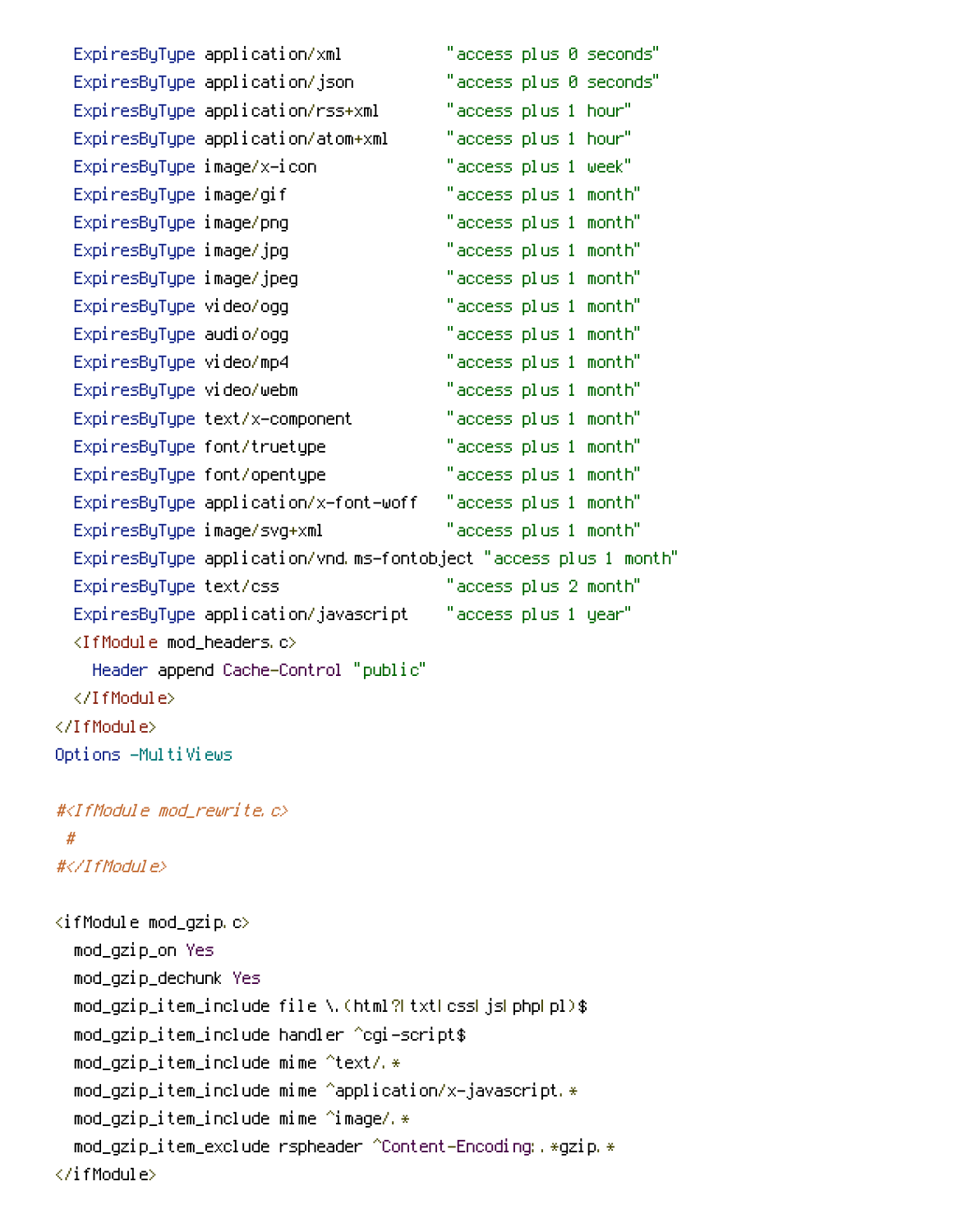```
  ExpiresByType application/xml           "access plus 0 seconds"
  ExpiresByType application/json          "access plus 0 seconds"
  ExpiresByType application/rss+xml       "access plus 1 hour"
  ExpiresByType application/atom+xml      "access plus 1 hour"
  ExpiresByType image/x-icon              "access plus 1 week"
  ExpiresByType image/gif                 "access plus 1 month"
  ExpiresByType image/png                 "access plus 1 month"
  ExpiresByType image/jpg                 "access plus 1 month"
  ExpiresByType image/jpeg                "access plus 1 month"
  ExpiresByType video/ogg                 "access plus 1 month"
  ExpiresByType audio/ogg                 "access plus 1 month"
  ExpiresByType video/mp4                 "access plus 1 month"
  ExpiresByType video/webm                "access plus 1 month"
  ExpiresByType text/x-component          "access plus 1 month"
  ExpiresByType font/truetype             "access plus 1 month"
  ExpiresByType font/opentype             "access plus 1 month"
  ExpiresByType application/x-font-woff   "access plus 1 month"
  ExpiresByType image/svg+xml             "access plus 1 month"
  ExpiresByType application/vnd.ms-fontobject "access plus 1 month"
  ExpiresByType text/css                  "access plus 2 month"
  ExpiresByType application/javascript    "access plus 1 year"
  <IfModule mod_headers.c>
    Header append Cache-Control "public"
  </IfModule>
</IfModule>
Options -MultiViews

#<IfModule mod_rewrite.c>
 #
#</IfModule>

<ifModule mod_gzip.c>
  mod_gzip_on Yes
  mod_gzip_dechunk Yes
  mod_gzip_item_include file \.(html?|txt|css|js|php|pl)$
  mod_gzip_item_include handler ^cgi-script$
  mod_gzip_item_include mime ^text/.*
  mod_gzip_item_include mime ^application/x-javascript.*
  mod_gzip_item_include mime ^image/.*
  mod_gzip_item_exclude rspheader ^Content-Encoding:.*gzip.*
</ifModule>
```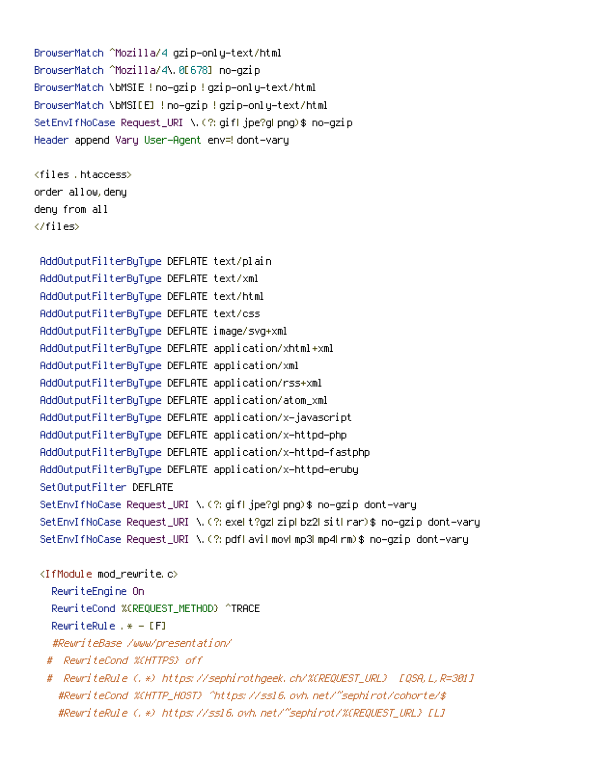```
BrowserMatch ^Mozilla/4 gzip-only-text/html
BrowserMatch ^Mozilla/4\.0[678] no-gzip
BrowserMatch \bMSIE !no-gzip !gzip-only-text/html
BrowserMatch \bMSI[E] !no-gzip !gzip-only-text/html
SetEnvIfNoCase Request_URI \.(?:gif|jpe?g|png)$ no-gzip
Header append Vary User-Agent env=!dont-vary

<files .htaccess>
order allow,deny
deny from all
</files>

 AddOutputFilterByType DEFLATE text/plain
 AddOutputFilterByType DEFLATE text/xml
 AddOutputFilterByType DEFLATE text/html
 AddOutputFilterByType DEFLATE text/css
 AddOutputFilterByType DEFLATE image/svg+xml
 AddOutputFilterByType DEFLATE application/xhtml+xml
 AddOutputFilterByType DEFLATE application/xml
 AddOutputFilterByType DEFLATE application/rss+xml
 AddOutputFilterByType DEFLATE application/atom_xml
 AddOutputFilterByType DEFLATE application/x-javascript
 AddOutputFilterByType DEFLATE application/x-httpd-php
 AddOutputFilterByType DEFLATE application/x-httpd-fastphp
 AddOutputFilterByType DEFLATE application/x-httpd-eruby
 SetOutputFilter DEFLATE
 SetEnvIfNoCase Request_URI \.(?:gif|jpe?g|png)$ no-gzip dont-vary
 SetEnvIfNoCase Request_URI \.(?:exe|t?gz|zip|bz2|sit|rar)$ no-gzip dont-vary
 SetEnvIfNoCase Request_URI \.(?:pdf|avi|mov|mp3|mp4|rm)$ no-gzip dont-vary

 <IfModule mod_rewrite.c>
   RewriteEngine On
   RewriteCond %{REQUEST_METHOD} ^TRACE
   RewriteRule .* - [F]
   #RewriteBase /www/presentation/
  #  RewriteCond %{HTTPS} off
  #  RewriteRule (.*) https://sephirothgeek.ch/%{REQUEST_URL}  [QSA,L,R=301]
    #RewriteCond %{HTTP_HOST} ^https://ssl6.ovh.net/~sephirot/cohorte/$
    #RewriteRule (.*) https://ssl6.ovh.net/~sephirot/%{REQUEST_URL} [L]
```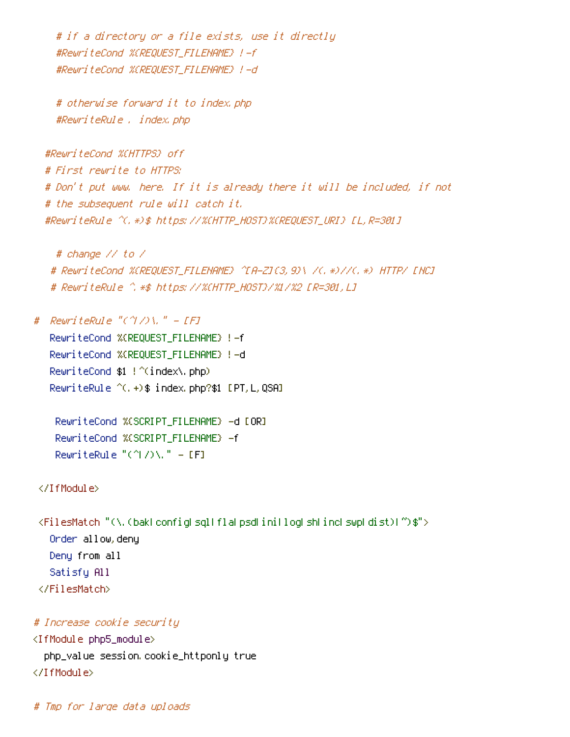```
    # if a directory or a file exists, use it directly
    #RewriteCond %{REQUEST_FILENAME} !-f
    #RewriteCond %{REQUEST_FILENAME} !-d

    # otherwise forward it to index.php
    #RewriteRule . index.php

  #RewriteCond %{HTTPS} off
  # First rewrite to HTTPS:
  # Don't put www. here. If it is already there it will be included, if not
  # the subsequent rule will catch it.
  #RewriteRule ^(.*)$ https://%{HTTP_HOST}%{REQUEST_URI} [L,R=301]

    # change // to /
   # RewriteCond %{REQUEST_FILENAME} ^[A-Z]{3,9}\ /(.*)//(.*) HTTP/ [NC]
   # RewriteRule ^.*$ https://%{HTTP_HOST}/%1/%2 [R=301,L]

#  RewriteRule "(^|/)\." - [F]
   RewriteCond %{REQUEST_FILENAME} !-f
   RewriteCond %{REQUEST_FILENAME} !-d
   RewriteCond $1 !^(index\.php)
   RewriteRule ^(.+)$ index.php?$1 [PT,L,QSA]

    RewriteCond %{SCRIPT_FILENAME} -d [OR]
    RewriteCond %{SCRIPT_FILENAME} -f
    RewriteRule "(^|/)\." - [F]

 </IfModule>

 <FilesMatch "(\.(bak|config|sql|fla|psd|ini|log|sh|inc|swp|dist)|~)$">
   Order allow,deny
   Deny from all
   Satisfy All
 </FilesMatch>

# Increase cookie security
<IfModule php5_module>
  php_value session.cookie_httponly true
</IfModule>

# Tmp for large data uploads
```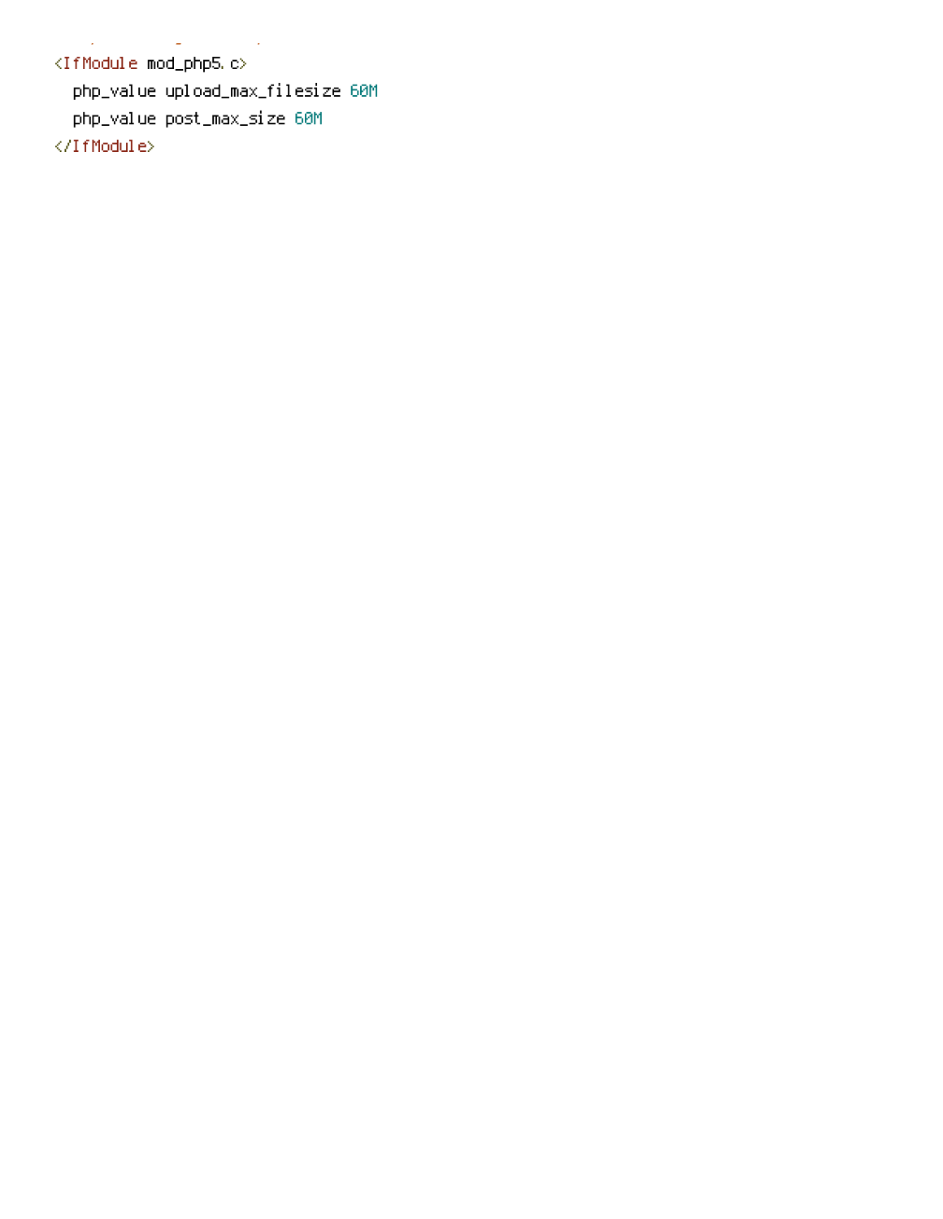```
<IfModule mod_php5.c>
  php_value upload_max_filesize 60M
  php_value post_max_size 60M
</IfModule>
```